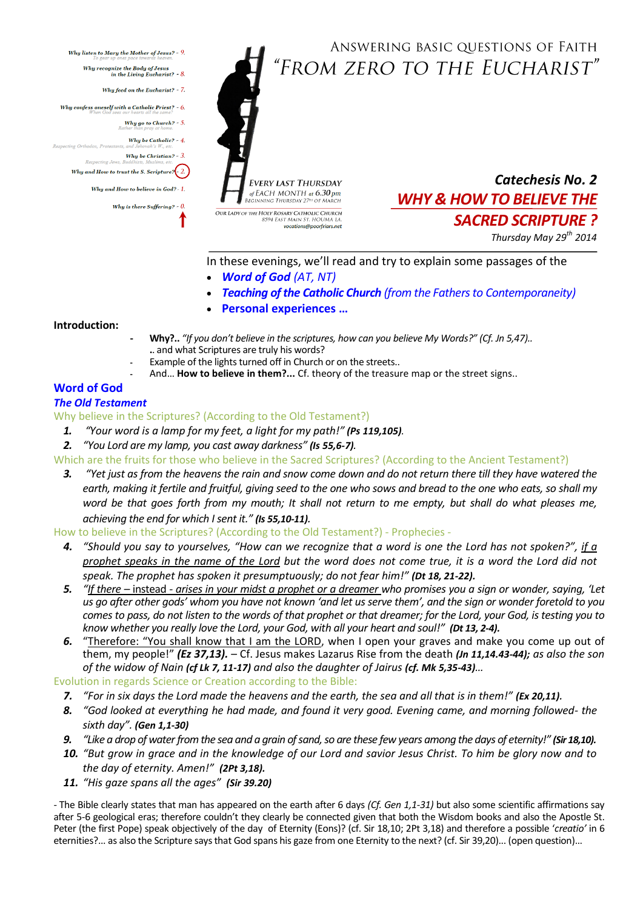Why listen to Mary the Mother of Jesus? - 9.
To gear up ones pace towards heaven.

Why recognize the Body of Jesus in the Living Eucharist? - 8.

Why feed on the Eucharist? - 7.

Why confess oneself with a Catholic Priest? - 6.
When God sees our hearts all the same?

Why go to Church? - 5.
Rather than pray at home.

Why be Catholic? - 4.
Respecting Orthodox, Protestants, and Jehovah's W., etc.

Why be Christian? - 3.
Respecting Jews, Buddhists, Muslims, etc.

Why and How to trust the S. Scripture? - 2.

Why and How to believe in God? - 1.

Why is there Suffering? - 0.

# ANSWERING BASIC QUESTIONS OF FAITH
# "FROM ZERO TO THE EUCHARIST"

EVERY LAST THURSDAY of EACH MONTH at 6.30pm
BEGINNING THURSDAY 27TH OF MARCH

OUR LADY OF THE HOLY ROSARY CATHOLIC CHURCH
8594 EAST MAIN ST. HOUMA LA.
vocations@poorfriars.net

## Catechesis No. 2
## WHY & HOW TO BELIEVE THE SACRED SCRIPTURE ?

Thursday May 29th 2014

In these evenings, we'll read and try to explain some passages of the

- ***Word of God*** *(AT, NT)*
- ***Teaching of the Catholic Church*** *(from the Fathers to Contemporaneity)*
- **Personal experiences …**

**Introduction:**

- **Why?..** *"If you don't believe in the scriptures, how can you believe My Words?" (Cf. Jn 5,47)..* .. and what Scriptures are truly his words?
- Example of the lights turned off in Church or on the streets..
- And… **How to believe in them?...** Cf. theory of the treasure map or the street signs..

## Word of God

### *The Old Testament*

Why believe in the Scriptures? (According to the Old Testament?)

1. *"Your word is a lamp for my feet, a light for my path!"* ***(Ps 119,105)****.*
2. *"You Lord are my lamp, you cast away darkness"* ***(Is 55,6-7).***

Which are the fruits for those who believe in the Sacred Scriptures? (According to the Ancient Testament?)

3. *"Yet just as from the heavens the rain and snow come down and do not return there till they have watered the earth, making it fertile and fruitful, giving seed to the one who sows and bread to the one who eats, so shall my word be that goes forth from my mouth; It shall not return to me empty, but shall do what pleases me, achieving the end for which I sent it."* ***(Is 55,10-11).***

How to believe in the Scriptures? (According to the Old Testament?) - Prophecies -

4. *"Should you say to yourselves, "How can we recognize that a word is one the Lord has not spoken?", if a prophet speaks in the name of the Lord but the word does not come true, it is a word the Lord did not speak. The prophet has spoken it presumptuously; do not fear him!"* ***(Dt 18, 21-22).***
5. *"If there – instead - arises in your midst a prophet or a dreamer who promises you a sign or wonder, saying, 'Let us go after other gods' whom you have not known 'and let us serve them', and the sign or wonder foretold to you comes to pass, do not listen to the words of that prophet or that dreamer; for the Lord, your God, is testing you to know whether you really love the Lord, your God, with all your heart and soul!"* ***(Dt 13, 2-4).***
6. "Therefore: "You shall know that I am the LORD, when I open your graves and make you come up out of them, my people!" ***(Ez 37,13).*** – Cf. Jesus makes Lazarus Rise from the death ***(Jn 11,14.43-44);*** *as also the son of the widow of Nain* ***(cf Lk 7, 11-17)*** *and also the daughter of Jairus* ***(cf. Mk 5,35-43)…***

Evolution in regards Science or Creation according to the Bible:

7. *"For in six days the Lord made the heavens and the earth, the sea and all that is in them!"* ***(Ex 20,11).***
8. *"God looked at everything he had made, and found it very good. Evening came, and morning followed- the sixth day".* ***(Gen 1,1-30)***
9. *"Like a drop of water from the sea and a grain of sand, so are these few years among the days of eternity!"* ***(Sir 18,10).***
10. *"But grow in grace and in the knowledge of our Lord and savior Jesus Christ. To him be glory now and to the day of eternity. Amen!"* ***(2Pt 3,18).***
11. *"His gaze spans all the ages"* ***(Sir 39.20)***

- The Bible clearly states that man has appeared on the earth after 6 days *(Cf. Gen 1,1-31)* but also some scientific affirmations say after 5-6 geological eras; therefore couldn't they clearly be connected given that both the Wisdom books and also the Apostle St. Peter (the first Pope) speak objectively of the day of Eternity (Eons)? (cf. Sir 18,10; 2Pt 3,18) and therefore a possible *'creatio'* in 6 eternities?... as also the Scripture says that God spans his gaze from one Eternity to the next? (cf. Sir 39,20)… (open question)…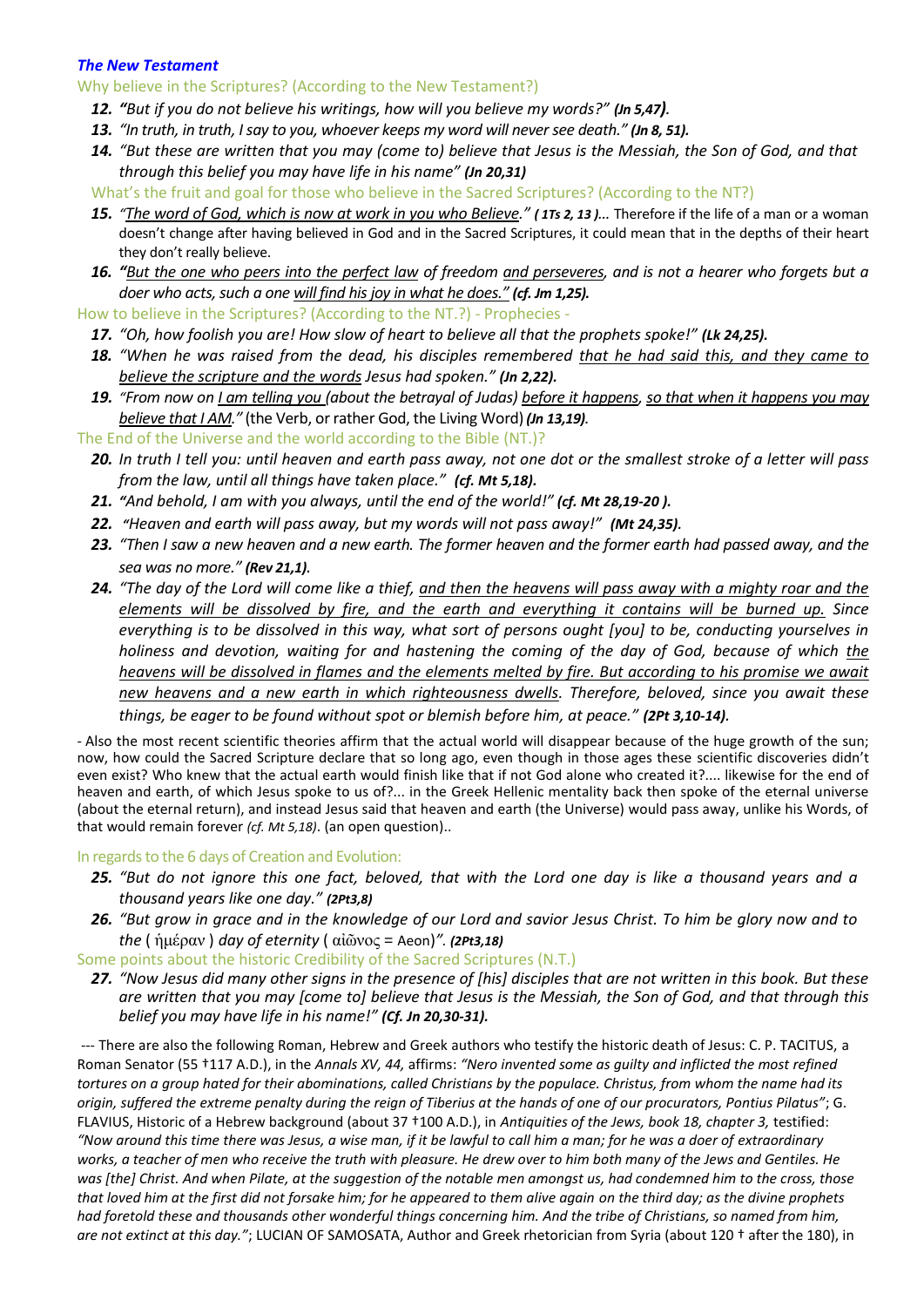***The New Testament***

Why believe in the Scriptures? (According to the New Testament?)

12. ***"****But if you do not believe his writings, how will you believe my words?" **(Jn 5,47)**.*
13. *"In truth, in truth, I say to you, whoever keeps my word will never see death." **(Jn 8, 51).***
14. *"But these are written that you may (come to) believe that Jesus is the Messiah, the Son of God, and that through this belief you may have life in his name" **(Jn 20,31)***

What's the fruit and goal for those who believe in the Sacred Scriptures? (According to the NT?)

15. *"<u>The word of God, which is now at work in you who Believe</u>." **( 1Ts 2, 13 )**...* Therefore if the life of a man or a woman doesn't change after having believed in God and in the Sacred Scriptures, it could mean that in the depths of their heart they don't really believe.
16. ***"****<u>But the one who peers into the perfect law</u> of freedom <u>and perseveres</u>, and is not a hearer who forgets but a doer who acts, such a one <u>will find his joy in what he does."</u> **(cf. Jm 1,25).***

How to believe in the Scriptures? (According to the NT.?) - Prophecies -

17. *"Oh, how foolish you are! How slow of heart to believe all that the prophets spoke!" **(Lk 24,25).***
18. *"When he was raised from the dead, his disciples remembered <u>that he had said this, and they came to believe the scripture and the words</u> Jesus had spoken." **(Jn 2,22).***
19. *"From now on <u>I am telling you</u> (about the betrayal of Judas) <u>before it happens</u>, <u>so that when it happens you may believe that I AM</u>."* (the Verb, or rather God, the Living Word) ***(Jn 13,19)****.*

The End of the Universe and the world according to the Bible (NT.)?

20. *In truth I tell you: until heaven and earth pass away, not one dot or the smallest stroke of a letter will pass from the law, until all things have taken place." **(cf. Mt 5,18).***
21. ***"****And behold, I am with you always, until the end of the world!" **(cf. Mt 28,19-20 ).***
22. ***"****Heaven and earth will pass away, but my words will not pass away!" **(Mt 24,35).***
23. *"Then I saw a new heaven and a new earth. The former heaven and the former earth had passed away, and the sea was no more." **(Rev 21,1).***
24. *"The day of the Lord will come like a thief, <u>and then the heavens will pass away with a mighty roar and the elements will be dissolved by fire, and the earth and everything it contains will be burned up.</u> Since everything is to be dissolved in this way, what sort of persons ought [you] to be, conducting yourselves in holiness and devotion, waiting for and hastening the coming of the day of God, because of which <u>the heavens will be dissolved in flames and the elements melted by fire. But according to his promise we await new heavens and a new earth in which righteousness dwells</u>. Therefore, beloved, since you await these things, be eager to be found without spot or blemish before him, at peace." **(2Pt 3,10-14).***

- Also the most recent scientific theories affirm that the actual world will disappear because of the huge growth of the sun; now, how could the Sacred Scripture declare that so long ago, even though in those ages these scientific discoveries didn't even exist? Who knew that the actual earth would finish like that if not God alone who created it?.... likewise for the end of heaven and earth, of which Jesus spoke to us of?... in the Greek Hellenic mentality back then spoke of the eternal universe (about the eternal return), and instead Jesus said that heaven and earth (the Universe) would pass away, unlike his Words, of that would remain forever *(cf. Mt 5,18)*. (an open question)..

In regards to the 6 days of Creation and Evolution:

25. *"But do not ignore this one fact, beloved, that with the Lord one day is like a thousand years and a thousand years like one day." **(2Pt3,8)***
26. *"But grow in grace and in the knowledge of our Lord and savior Jesus Christ. To him be glory now and to the* ( ἡμέραν ) *day of eternity* ( αἰῶνος = Aeon)*". **(2Pt3,18)***

Some points about the historic Credibility of the Sacred Scriptures (N.T.)

27. *"Now Jesus did many other signs in the presence of [his] disciples that are not written in this book. But these are written that you may [come to] believe that Jesus is the Messiah, the Son of God, and that through this belief you may have life in his name!" **(Cf. Jn 20,30-31).***

--- There are also the following Roman, Hebrew and Greek authors who testify the historic death of Jesus: C. P. TACITUS, a Roman Senator (55 †117 A.D.), in the *Annals XV, 44,* affirms: *"Nero invented some as guilty and inflicted the most refined tortures on a group hated for their abominations, called Christians by the populace. Christus, from whom the name had its origin, suffered the extreme penalty during the reign of Tiberius at the hands of one of our procurators, Pontius Pilatus"*; G. FLAVIUS, Historic of a Hebrew background (about 37 †100 A.D.), in *Antiquities of the Jews, book 18, chapter 3,* testified: *"Now around this time there was Jesus, a wise man, if it be lawful to call him a man; for he was a doer of extraordinary works, a teacher of men who receive the truth with pleasure. He drew over to him both many of the Jews and Gentiles. He was [the] Christ. And when Pilate, at the suggestion of the notable men amongst us, had condemned him to the cross, those that loved him at the first did not forsake him; for he appeared to them alive again on the third day; as the divine prophets had foretold these and thousands other wonderful things concerning him. And the tribe of Christians, so named from him, are not extinct at this day."*; LUCIAN OF SAMOSATA, Author and Greek rhetorician from Syria (about 120 † after the 180), in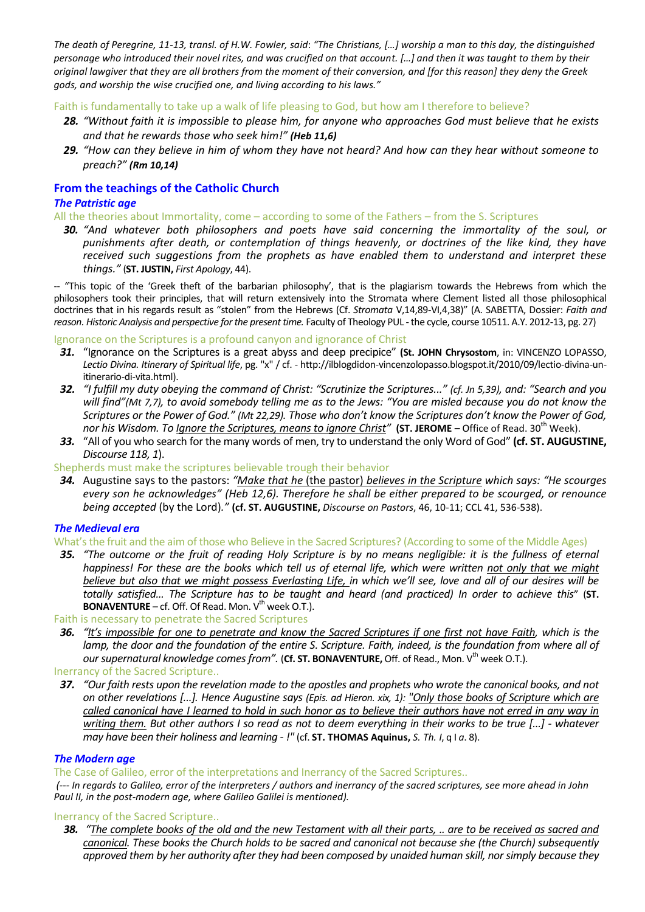*The death of Peregrine, 11-13, transl. of H.W. Fowler, said: "The Christians, [...] worship a man to this day, the distinguished personage who introduced their novel rites, and was crucified on that account. [...] and then it was taught to them by their original lawgiver that they are all brothers from the moment of their conversion, and [for this reason] they deny the Greek gods, and worship the wise crucified one, and living according to his laws."*

Faith is fundamentally to take up a walk of life pleasing to God, but how am I therefore to believe?

28. *"Without faith it is impossible to please him, for anyone who approaches God must believe that he exists and that he rewards those who seek him!"* ***(Heb 11,6)***
29. *"How can they believe in him of whom they have not heard? And how can they hear without someone to preach?"* ***(Rm 10,14)***

## From the teachings of the Catholic Church

### *The Patristic age*

All the theories about Immortality, come – according to some of the Fathers – from the S. Scriptures

30. *"And whatever both philosophers and poets have said concerning the immortality of the soul, or punishments after death, or contemplation of things heavenly, or doctrines of the like kind, they have received such suggestions from the prophets as have enabled them to understand and interpret these things."* (**ST. JUSTIN,** *First Apology*, 44).

-- "This topic of the 'Greek theft of the barbarian philosophy', that is the plagiarism towards the Hebrews from which the philosophers took their principles, that will return extensively into the Stromata where Clement listed all those philosophical doctrines that in his regards result as "stolen" from the Hebrews (Cf. *Stromata* V,14,89-VI,4,38)" (A. SABETTA, Dossier: *Faith and reason. Historic Analysis and perspective for the present time.* Faculty of Theology PUL - the cycle, course 10511. A.Y. 2012-13, pg. 27)

Ignorance on the Scriptures is a profound canyon and ignorance of Christ

31. "Ignorance on the Scriptures is a great abyss and deep precipice" **(St. JOHN Chrysostom**, in: VINCENZO LOPASSO, *Lectio Divina. Itinerary of Spiritual life*, pg. "x" / cf. - http://ilblogdidon-vincenzolopasso.blogspot.it/2010/09/lectio-divina-un-itinerario-di-vita.html).
32. *"I fulfill my duty obeying the command of Christ: "Scrutinize the Scriptures..." (cf. Jn 5,39), and: "Search and you will find"(Mt 7,7), to avoid somebody telling me as to the Jews: "You are misled because you do not know the Scriptures or the Power of God." (Mt 22,29). Those who don't know the Scriptures don't know the Power of God, nor his Wisdom. To Ignore the Scriptures, means to ignore Christ"* **(ST. JEROME –** Office of Read. 30th Week).
33. "All of you who search for the many words of men, try to understand the only Word of God" **(cf. ST. AUGUSTINE,** *Discourse 118, 1*).

Shepherds must make the scriptures believable trough their behavior

34. Augustine says to the pastors: *"Make that he* (the pastor) *believes in the Scripture which says: "He scourges every son he acknowledges" (Heb 12,6). Therefore he shall be either prepared to be scourged, or renounce being accepted* (by the Lord).*"* **(cf. ST. AUGUSTINE,** *Discourse on Pastors*, 46, 10-11; CCL 41, 536-538).

### *The Medieval era*

What's the fruit and the aim of those who Believe in the Sacred Scriptures? (According to some of the Middle Ages)

35. *"The outcome or the fruit of reading Holy Scripture is by no means negligible: it is the fullness of eternal happiness! For these are the books which tell us of eternal life, which were written not only that we might believe but also that we might possess Everlasting Life, in which we'll see, love and all of our desires will be totally satisfied... The Scripture has to be taught and heard (and practiced) In order to achieve this*" (**ST. BONAVENTURE** – cf. Off. Of Read. Mon. Vth week O.T.).

Faith is necessary to penetrate the Sacred Scriptures

36. *"It's impossible for one to penetrate and know the Sacred Scriptures if one first not have Faith, which is the lamp, the door and the foundation of the entire S. Scripture. Faith, indeed, is the foundation from where all of our supernatural knowledge comes from".* (**Cf. ST. BONAVENTURE,** Off. of Read., Mon. Vth week O.T.).

Inerrancy of the Sacred Scripture..

37. *"Our faith rests upon the revelation made to the apostles and prophets who wrote the canonical books, and not on other revelations [...]. Hence Augustine says (Epis. ad Hieron. xix, 1): "Only those books of Scripture which are called canonical have I learned to hold in such honor as to believe their authors have not erred in any way in writing them. But other authors I so read as not to deem everything in their works to be true [...] - whatever may have been their holiness and learning - !"* (cf. **ST. THOMAS Aquinus,** *S. Th. I*, q I *a*. 8).

### *The Modern age*

The Case of Galileo, error of the interpretations and Inerrancy of the Sacred Scriptures..

*(--- In regards to Galileo, error of the interpreters / authors and inerrancy of the sacred scriptures, see more ahead in John Paul II, in the post-modern age, where Galileo Galilei is mentioned).*

Inerrancy of the Sacred Scripture..

38. *"The complete books of the old and the new Testament with all their parts, .. are to be received as sacred and canonical. These books the Church holds to be sacred and canonical not because she (the Church) subsequently approved them by her authority after they had been composed by unaided human skill, nor simply because they*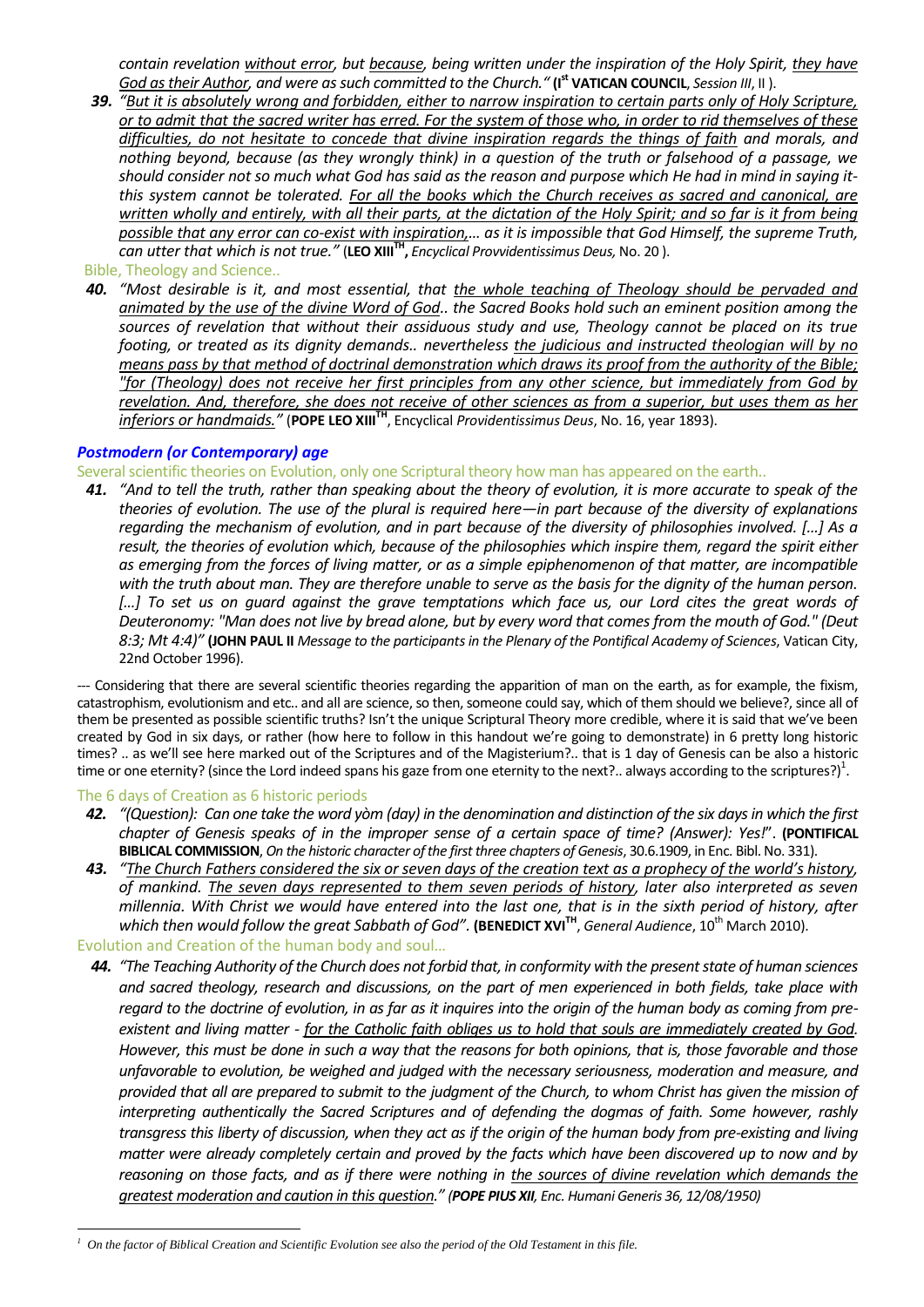*contain revelation <u>without error</u>, but <u>because</u>, being written under the inspiration of the Holy Spirit, <u>they have God as their Author</u>, and were as such committed to the Church."* **(I[st] VATICAN COUNCIL**, *Session III*, II ).

***39.*** *"<u>But it is absolutely wrong and forbidden, either to narrow inspiration to certain parts only of Holy Scripture, or to admit that the sacred writer has erred. For the system of those who, in order to rid themselves of these difficulties, do not hesitate to concede that divine inspiration regards the things of faith</u> and morals, and nothing beyond, because (as they wrongly think) in a question of the truth or falsehood of a passage, we should consider not so much what God has said as the reason and purpose which He had in mind in saying it- this system cannot be tolerated. <u>For all the books which the Church receives as sacred and canonical, are written wholly and entirely, with all their parts, at the dictation of the Holy Spirit; and so far is it from being possible that any error can co-exist with inspiration</u>,… as it is impossible that God Himself, the supreme Truth, can utter that which is not true."* (**LEO XIII[TH],** *Encyclical Provvidentissimus Deus,* No. 20 ).

Bible, Theology and Science..

***40.*** *"Most desirable is it, and most essential, that <u>the whole teaching of Theology should be pervaded and animated by the use of the divine Word of God</u>.. the Sacred Books hold such an eminent position among the sources of revelation that without their assiduous study and use, Theology cannot be placed on its true footing, or treated as its dignity demands.. nevertheless <u>the judicious and instructed theologian will by no means pass by that method of doctrinal demonstration which draws its proof from the authority of the Bible; "for (Theology) does not receive her first principles from any other science, but immediately from God by revelation. And, therefore, she does not receive of other sciences as from a superior, but uses them as her inferiors or handmaids."</u>* (**POPE LEO XIII[TH]**, Encyclical *Providentissimus Deus*, No. 16, year 1893).

### *Postmodern (or Contemporary) age*

Several scientific theories on Evolution, only one Scriptural theory how man has appeared on the earth..

***41.*** *"And to tell the truth, rather than speaking about the theory of evolution, it is more accurate to speak of the theories of evolution. The use of the plural is required here—in part because of the diversity of explanations regarding the mechanism of evolution, and in part because of the diversity of philosophies involved. […] As a result, the theories of evolution which, because of the philosophies which inspire them, regard the spirit either as emerging from the forces of living matter, or as a simple epiphenomenon of that matter, are incompatible with the truth about man. They are therefore unable to serve as the basis for the dignity of the human person. […] To set us on guard against the grave temptations which face us, our Lord cites the great words of Deuteronomy: "Man does not live by bread alone, but by every word that comes from the mouth of God." (Deut 8:3; Mt 4:4)"* **(JOHN PAUL II** *Message to the participants in the Plenary of the Pontifical Academy of Sciences*, Vatican City, 22nd October 1996).

--- Considering that there are several scientific theories regarding the apparition of man on the earth, as for example, the fixism, catastrophism, evolutionism and etc.. and all are science, so then, someone could say, which of them should we believe?, since all of them be presented as possible scientific truths? Isn't the unique Scriptural Theory more credible, where it is said that we've been created by God in six days, or rather (how here to follow in this handout we're going to demonstrate) in 6 pretty long historic times? .. as we'll see here marked out of the Scriptures and of the Magisterium?.. that is 1 day of Genesis can be also a historic time or one eternity? (since the Lord indeed spans his gaze from one eternity to the next?.. always according to the scriptures?)[1].

The 6 days of Creation as 6 historic periods

***42.*** *"(Question): Can one take the word yòm (day) in the denomination and distinction of the six days in which the first chapter of Genesis speaks of in the improper sense of a certain space of time? (Answer): Yes!*". **(PONTIFICAL BIBLICAL COMMISSION**, *On the historic character of the first three chapters of Genesis*, 30.6.1909, in Enc. Bibl. No. 331).

***43.*** *"<u>The Church Fathers considered the six or seven days of the creation text as a prophecy of the world's history</u>, of mankind. <u>The seven days represented to them seven periods of history</u>, later also interpreted as seven millennia. With Christ we would have entered into the last one, that is in the sixth period of history, after which then would follow the great Sabbath of God".* **(BENEDICT XVI[TH]**, *General Audience*, 10[th] March 2010).

Evolution and Creation of the human body and soul…

***44.*** *"The Teaching Authority of the Church does not forbid that, in conformity with the present state of human sciences and sacred theology, research and discussions, on the part of men experienced in both fields, take place with regard to the doctrine of evolution, in as far as it inquires into the origin of the human body as coming from pre-existent and living matter - <u>for the Catholic faith obliges us to hold that souls are immediately created by God</u>. However, this must be done in such a way that the reasons for both opinions, that is, those favorable and those unfavorable to evolution, be weighed and judged with the necessary seriousness, moderation and measure, and provided that all are prepared to submit to the judgment of the Church, to whom Christ has given the mission of interpreting authentically the Sacred Scriptures and of defending the dogmas of faith. Some however, rashly transgress this liberty of discussion, when they act as if the origin of the human body from pre-existing and living matter were already completely certain and proved by the facts which have been discovered up to now and by reasoning on those facts, and as if there were nothing in <u>the sources of divine revelation which demands the greatest moderation and caution in this question</u>." (**POPE PIUS XII**, Enc. Humani Generis 36, 12/08/1950)*

---

[1] *On the factor of Biblical Creation and Scientific Evolution see also the period of the Old Testament in this file.*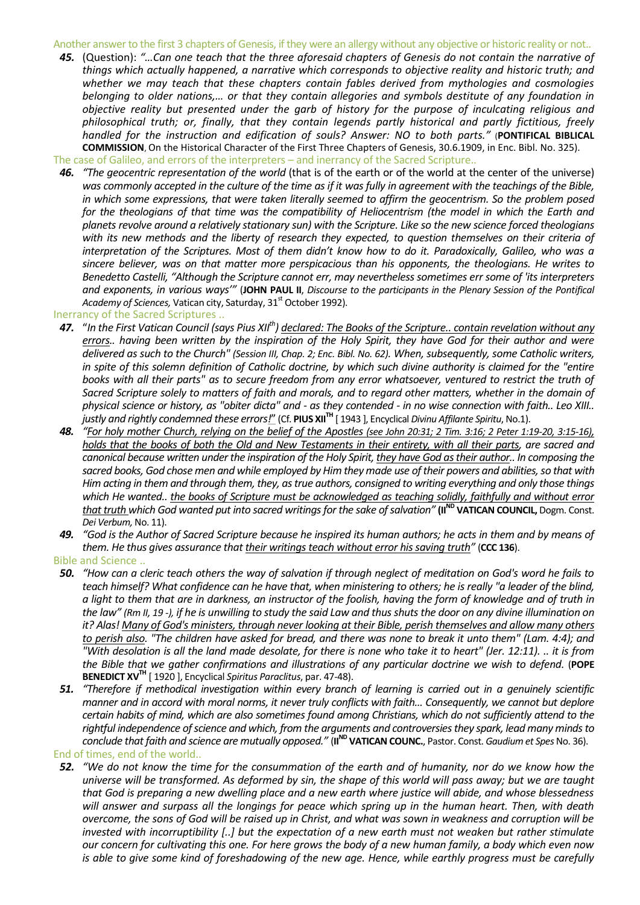Another answer to the first 3 chapters of Genesis, if they were an allergy without any objective or historic reality or not..

**45.** (Question): *"…Can one teach that the three aforesaid chapters of Genesis do not contain the narrative of things which actually happened, a narrative which corresponds to objective reality and historic truth; and whether we may teach that these chapters contain fables derived from mythologies and cosmologies belonging to older nations,… or that they contain allegories and symbols destitute of any foundation in objective reality but presented under the garb of history for the purpose of inculcating religious and philosophical truth; or, finally, that they contain legends partly historical and partly fictitious, freely handled for the instruction and edification of souls? Answer: NO to both parts."* (**PONTIFICAL BIBLICAL COMMISSION**, On the Historical Character of the First Three Chapters of Genesis, 30.6.1909, in Enc. Bibl. No. 325).

The case of Galileo, and errors of the interpreters – and inerrancy of the Sacred Scripture..

**46.** *"The geocentric representation of the world* (that is of the earth or of the world at the center of the universe) *was commonly accepted in the culture of the time as if it was fully in agreement with the teachings of the Bible, in which some expressions, that were taken literally seemed to affirm the geocentrism. So the problem posed for the theologians of that time was the compatibility of Heliocentrism (the model in which the Earth and planets revolve around a relatively stationary sun) with the Scripture. Like so the new science forced theologians with its new methods and the liberty of research they expected, to question themselves on their criteria of interpretation of the Scriptures. Most of them didn't know how to do it. Paradoxically, Galileo, who was a sincere believer, was on that matter more perspicacious than his opponents, the theologians. He writes to Benedetto Castelli, "Although the Scripture cannot err, may nevertheless sometimes err some of 'its interpreters and exponents, in various ways'"* (**JOHN PAUL II**, *Discourse to the participants in the Plenary Session of the Pontifical Academy of Sciences,* Vatican city, Saturday, 31st October 1992).

Inerrancy of the Sacred Scriptures ..

**47.** "*In the First Vatican Council (says Pius XIIth) declared: The Books of the Scripture.. contain revelation without any errors.. having been written by the inspiration of the Holy Spirit, they have God for their author and were delivered as such to the Church" (Session III, Chap. 2; Enc. Bibl. No. 62). When, subsequently, some Catholic writers, in spite of this solemn definition of Catholic doctrine, by which such divine authority is claimed for the "entire books with all their parts" as to secure freedom from any error whatsoever, ventured to restrict the truth of Sacred Scripture solely to matters of faith and morals, and to regard other matters, whether in the domain of physical science or history, as "obiter dicta" and - as they contended - in no wise connection with faith.. Leo XIII.. justly and rightly condemned these errors!*" (Cf. **PIUS XIITH** [ 1943 ], Encyclical *Divinu Affilante Spiritu*, No.1).

**48.** *"For holy mother Church, relying on the belief of the Apostles (see John 20:31; 2 Tim. 3:16; 2 Peter 1:19-20, 3:15-16), holds that the books of both the Old and New Testaments in their entirety, with all their parts, are sacred and canonical because written under the inspiration of the Holy Spirit, they have God as their author.. In composing the sacred books, God chose men and while employed by Him they made use of their powers and abilities, so that with Him acting in them and through them, they, as true authors, consigned to writing everything and only those things which He wanted.. the books of Scripture must be acknowledged as teaching solidly, faithfully and without error that truth which God wanted put into sacred writings for the sake of salvation"* (**IIND VATICAN COUNCIL,** Dogm. Const. *Dei Verbum,* No. 11).

**49.** *"God is the Author of Sacred Scripture because he inspired its human authors; he acts in them and by means of them. He thus gives assurance that their writings teach without error his saving truth"* (**CCC 136**).

Bible and Science ..

**50.** *"How can a cleric teach others the way of salvation if through neglect of meditation on God's word he fails to teach himself? What confidence can he have that, when ministering to others; he is really "a leader of the blind, a light to them that are in darkness, an instructor of the foolish, having the form of knowledge and of truth in the law" (Rm II, 19 -), if he is unwilling to study the said Law and thus shuts the door on any divine illumination on it? Alas! Many of God's ministers, through never looking at their Bible, perish themselves and allow many others to perish also. "The children have asked for bread, and there was none to break it unto them" (Lam. 4:4); and "With desolation is all the land made desolate, for there is none who take it to heart" (Jer. 12:11). .. it is from the Bible that we gather confirmations and illustrations of any particular doctrine we wish to defend.* (**POPE BENEDICT XVTH** [ 1920 ], Encyclical *Spiritus Paraclitus*, par. 47-48).

**51.** *"Therefore if methodical investigation within every branch of learning is carried out in a genuinely scientific manner and in accord with moral norms, it never truly conflicts with faith… Consequently, we cannot but deplore certain habits of mind, which are also sometimes found among Christians, which do not sufficiently attend to the rightful independence of science and which, from the arguments and controversies they spark, lead many minds to conclude that faith and science are mutually opposed."* (**IIND VATICAN COUNC.**, Pastor. Const. *Gaudium et Spes* No. 36).

End of times, end of the world..

**52.** *"We do not know the time for the consummation of the earth and of humanity, nor do we know how the universe will be transformed. As deformed by sin, the shape of this world will pass away; but we are taught that God is preparing a new dwelling place and a new earth where justice will abide, and whose blessedness will answer and surpass all the longings for peace which spring up in the human heart. Then, with death overcome, the sons of God will be raised up in Christ, and what was sown in weakness and corruption will be invested with incorruptibility [..] but the expectation of a new earth must not weaken but rather stimulate our concern for cultivating this one. For here grows the body of a new human family, a body which even now is able to give some kind of foreshadowing of the new age. Hence, while earthly progress must be carefully*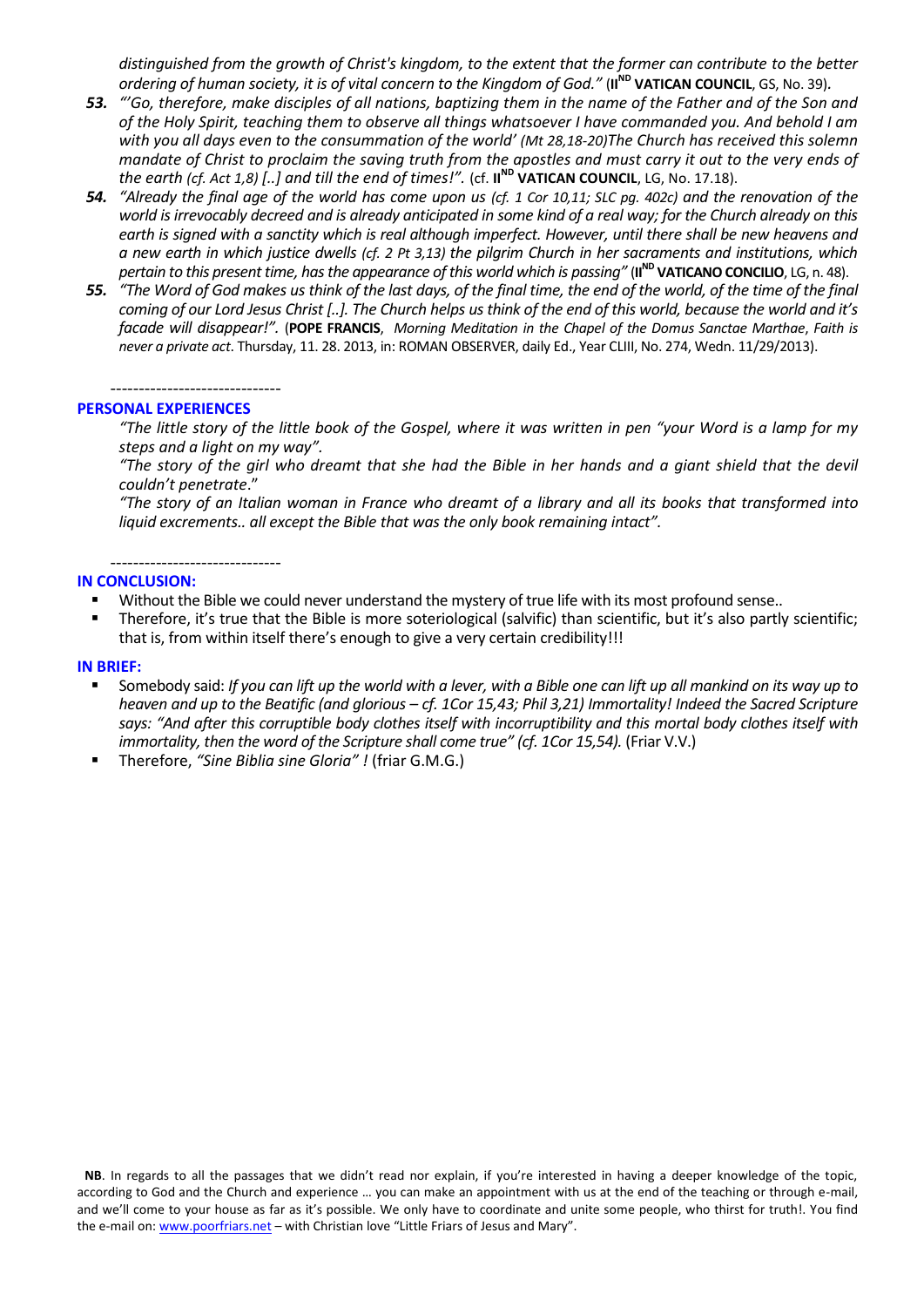*distinguished from the growth of Christ's kingdom, to the extent that the former can contribute to the better ordering of human society, it is of vital concern to the Kingdom of God."* (**II**[ND] **VATICAN COUNCIL**, GS, No. 39).

53. *"'Go, therefore, make disciples of all nations, baptizing them in the name of the Father and of the Son and of the Holy Spirit, teaching them to observe all things whatsoever I have commanded you. And behold I am with you all days even to the consummation of the world' (Mt 28,18-20)The Church has received this solemn mandate of Christ to proclaim the saving truth from the apostles and must carry it out to the very ends of the earth (cf. Act 1,8) [..] and till the end of times!".* (cf. **II**[ND] **VATICAN COUNCIL**, LG, No. 17.18).

54. *"Already the final age of the world has come upon us (cf. 1 Cor 10,11; SLC pg. 402c) and the renovation of the world is irrevocably decreed and is already anticipated in some kind of a real way; for the Church already on this earth is signed with a sanctity which is real although imperfect. However, until there shall be new heavens and a new earth in which justice dwells (cf. 2 Pt 3,13) the pilgrim Church in her sacraments and institutions, which pertain to this present time, has the appearance of this world which is passing"* (**II**[ND] **VATICANO CONCILIO**, LG, n. 48).

55. *"The Word of God makes us think of the last days, of the final time, the end of the world, of the time of the final coming of our Lord Jesus Christ [..]. The Church helps us think of the end of this world, because the world and it's facade will disappear!".* (**POPE FRANCIS**, *Morning Meditation in the Chapel of the Domus Sanctae Marthae*, *Faith is never a private act*. Thursday, 11. 28. 2013, in: ROMAN OBSERVER, daily Ed., Year CLIII, No. 274, Wedn. 11/29/2013).

------------------------------

## PERSONAL EXPERIENCES

*"The little story of the little book of the Gospel, where it was written in pen "your Word is a lamp for my steps and a light on my way".*

*"The story of the girl who dreamt that she had the Bible in her hands and a giant shield that the devil couldn't penetrate*."

*"The story of an Italian woman in France who dreamt of a library and all its books that transformed into liquid excrements.. all except the Bible that was the only book remaining intact".*

------------------------------

## IN CONCLUSION:

- Without the Bible we could never understand the mystery of true life with its most profound sense..
- Therefore, it's true that the Bible is more soteriological (salvific) than scientific, but it's also partly scientific; that is, from within itself there's enough to give a very certain credibility!!!

## IN BRIEF:

- Somebody said: *If you can lift up the world with a lever, with a Bible one can lift up all mankind on its way up to heaven and up to the Beatific (and glorious – cf. 1Cor 15,43; Phil 3,21) Immortality! Indeed the Sacred Scripture says: "And after this corruptible body clothes itself with incorruptibility and this mortal body clothes itself with immortality, then the word of the Scripture shall come true" (cf. 1Cor 15,54).* (Friar V.V.)
- Therefore, *"Sine Biblia sine Gloria" !* (friar G.M.G.)

**NB**. In regards to all the passages that we didn't read nor explain, if you're interested in having a deeper knowledge of the topic, according to God and the Church and experience … you can make an appointment with us at the end of the teaching or through e-mail, and we'll come to your house as far as it's possible. We only have to coordinate and unite some people, who thirst for truth!. You find the e-mail on: www.poorfriars.net – with Christian love "Little Friars of Jesus and Mary".